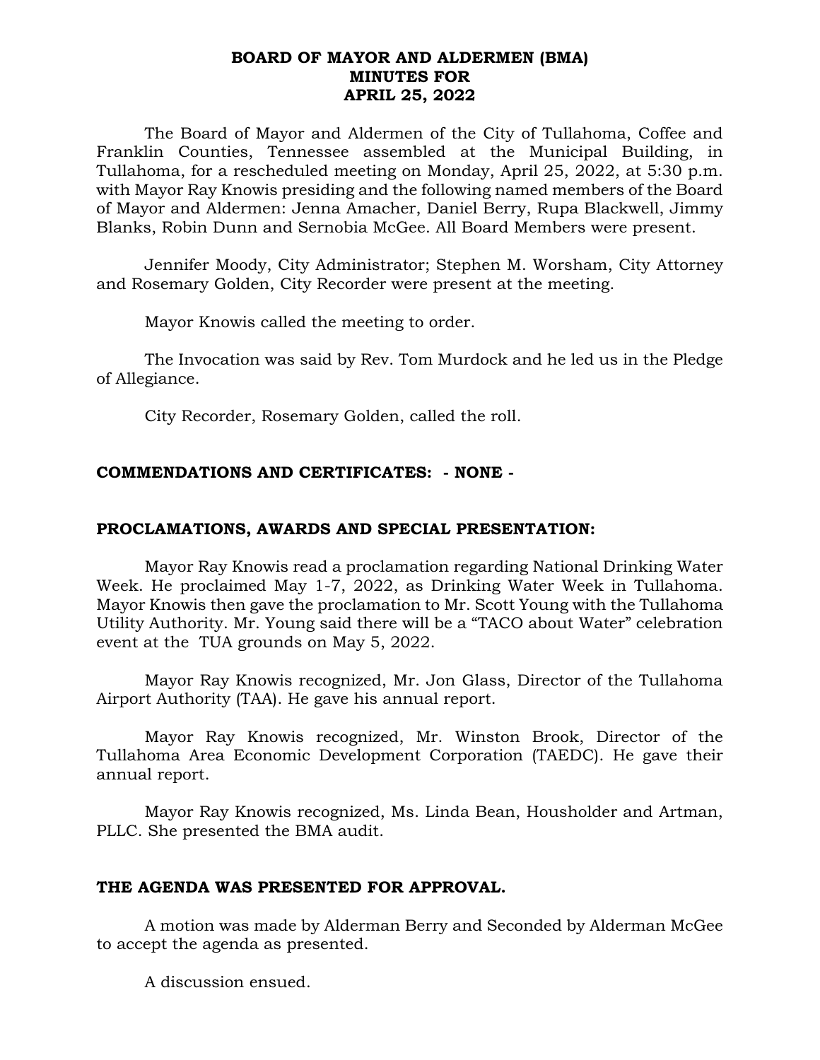# BOARD OF MAYOR AND ALDERMEN (BMA)
# MINUTES FOR
# APRIL 25, 2022

The Board of Mayor and Aldermen of the City of Tullahoma, Coffee and Franklin Counties, Tennessee assembled at the Municipal Building, in Tullahoma, for a rescheduled meeting on Monday, April 25, 2022, at 5:30 p.m. with Mayor Ray Knowis presiding and the following named members of the Board of Mayor and Aldermen: Jenna Amacher, Daniel Berry, Rupa Blackwell, Jimmy Blanks, Robin Dunn and Sernobia McGee. All Board Members were present.

Jennifer Moody, City Administrator; Stephen M. Worsham, City Attorney and Rosemary Golden, City Recorder were present at the meeting.

Mayor Knowis called the meeting to order.

The Invocation was said by Rev. Tom Murdock and he led us in the Pledge of Allegiance.

City Recorder, Rosemary Golden, called the roll.

**COMMENDATIONS AND CERTIFICATES: - NONE -**

**PROCLAMATIONS, AWARDS AND SPECIAL PRESENTATION:**

Mayor Ray Knowis read a proclamation regarding National Drinking Water Week. He proclaimed May 1-7, 2022, as Drinking Water Week in Tullahoma. Mayor Knowis then gave the proclamation to Mr. Scott Young with the Tullahoma Utility Authority. Mr. Young said there will be a "TACO about Water" celebration event at the TUA grounds on May 5, 2022.

Mayor Ray Knowis recognized, Mr. Jon Glass, Director of the Tullahoma Airport Authority (TAA). He gave his annual report.

Mayor Ray Knowis recognized, Mr. Winston Brook, Director of the Tullahoma Area Economic Development Corporation (TAEDC). He gave their annual report.

Mayor Ray Knowis recognized, Ms. Linda Bean, Housholder and Artman, PLLC. She presented the BMA audit.

**THE AGENDA WAS PRESENTED FOR APPROVAL.**

A motion was made by Alderman Berry and Seconded by Alderman McGee to accept the agenda as presented.

A discussion ensued.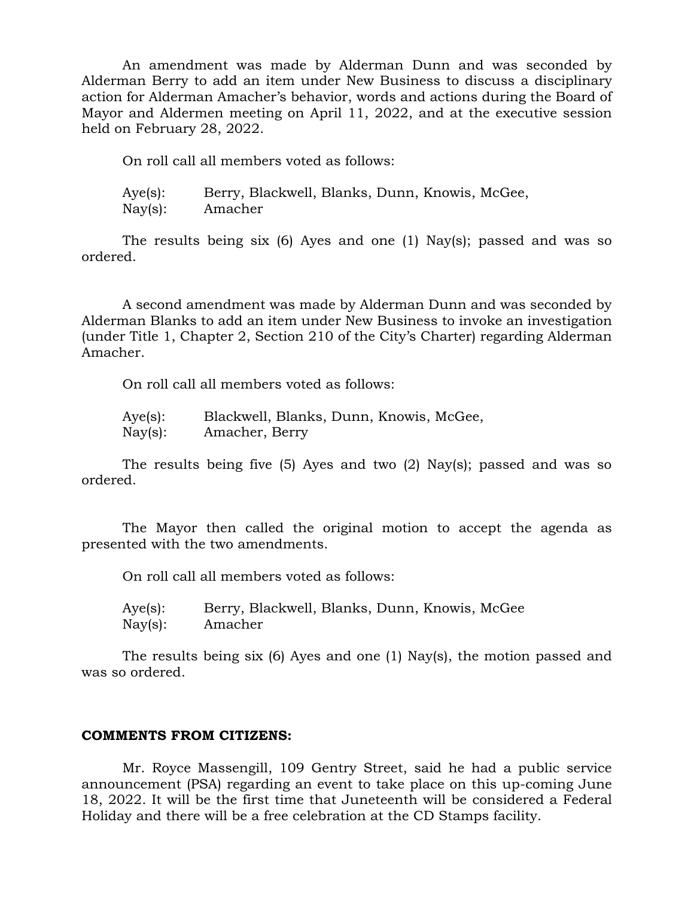An amendment was made by Alderman Dunn and was seconded by Alderman Berry to add an item under New Business to discuss a disciplinary action for Alderman Amacher's behavior, words and actions during the Board of Mayor and Aldermen meeting on April 11, 2022, and at the executive session held on February 28, 2022.

On roll call all members voted as follows:

Aye(s): Berry, Blackwell, Blanks, Dunn, Knowis, McGee,
Nay(s): Amacher

The results being six (6) Ayes and one (1) Nay(s); passed and was so ordered.

A second amendment was made by Alderman Dunn and was seconded by Alderman Blanks to add an item under New Business to invoke an investigation (under Title 1, Chapter 2, Section 210 of the City's Charter) regarding Alderman Amacher.

On roll call all members voted as follows:

Aye(s): Blackwell, Blanks, Dunn, Knowis, McGee,
Nay(s): Amacher, Berry

The results being five (5) Ayes and two (2) Nay(s); passed and was so ordered.

The Mayor then called the original motion to accept the agenda as presented with the two amendments.

On roll call all members voted as follows:

Aye(s): Berry, Blackwell, Blanks, Dunn, Knowis, McGee
Nay(s): Amacher

The results being six (6) Ayes and one (1) Nay(s), the motion passed and was so ordered.

**COMMENTS FROM CITIZENS:**

Mr. Royce Massengill, 109 Gentry Street, said he had a public service announcement (PSA) regarding an event to take place on this up-coming June 18, 2022. It will be the first time that Juneteenth will be considered a Federal Holiday and there will be a free celebration at the CD Stamps facility.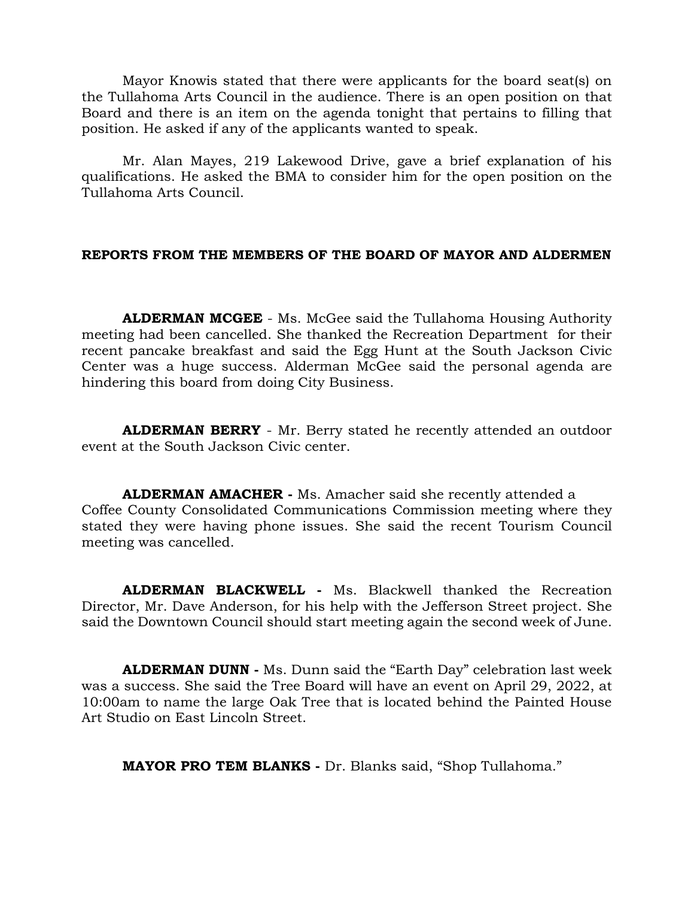Mayor Knowis stated that there were applicants for the board seat(s) on the Tullahoma Arts Council in the audience. There is an open position on that Board and there is an item on the agenda tonight that pertains to filling that position. He asked if any of the applicants wanted to speak.

Mr. Alan Mayes, 219 Lakewood Drive, gave a brief explanation of his qualifications. He asked the BMA to consider him for the open position on the Tullahoma Arts Council.

## REPORTS FROM THE MEMBERS OF THE BOARD OF MAYOR AND ALDERMEN

**ALDERMAN MCGEE** - Ms. McGee said the Tullahoma Housing Authority meeting had been cancelled. She thanked the Recreation Department for their recent pancake breakfast and said the Egg Hunt at the South Jackson Civic Center was a huge success. Alderman McGee said the personal agenda are hindering this board from doing City Business.

**ALDERMAN BERRY** - Mr. Berry stated he recently attended an outdoor event at the South Jackson Civic center.

**ALDERMAN AMACHER -** Ms. Amacher said she recently attended a Coffee County Consolidated Communications Commission meeting where they stated they were having phone issues. She said the recent Tourism Council meeting was cancelled.

**ALDERMAN BLACKWELL -** Ms. Blackwell thanked the Recreation Director, Mr. Dave Anderson, for his help with the Jefferson Street project. She said the Downtown Council should start meeting again the second week of June.

**ALDERMAN DUNN -** Ms. Dunn said the "Earth Day" celebration last week was a success. She said the Tree Board will have an event on April 29, 2022, at 10:00am to name the large Oak Tree that is located behind the Painted House Art Studio on East Lincoln Street.

**MAYOR PRO TEM BLANKS -** Dr. Blanks said, "Shop Tullahoma."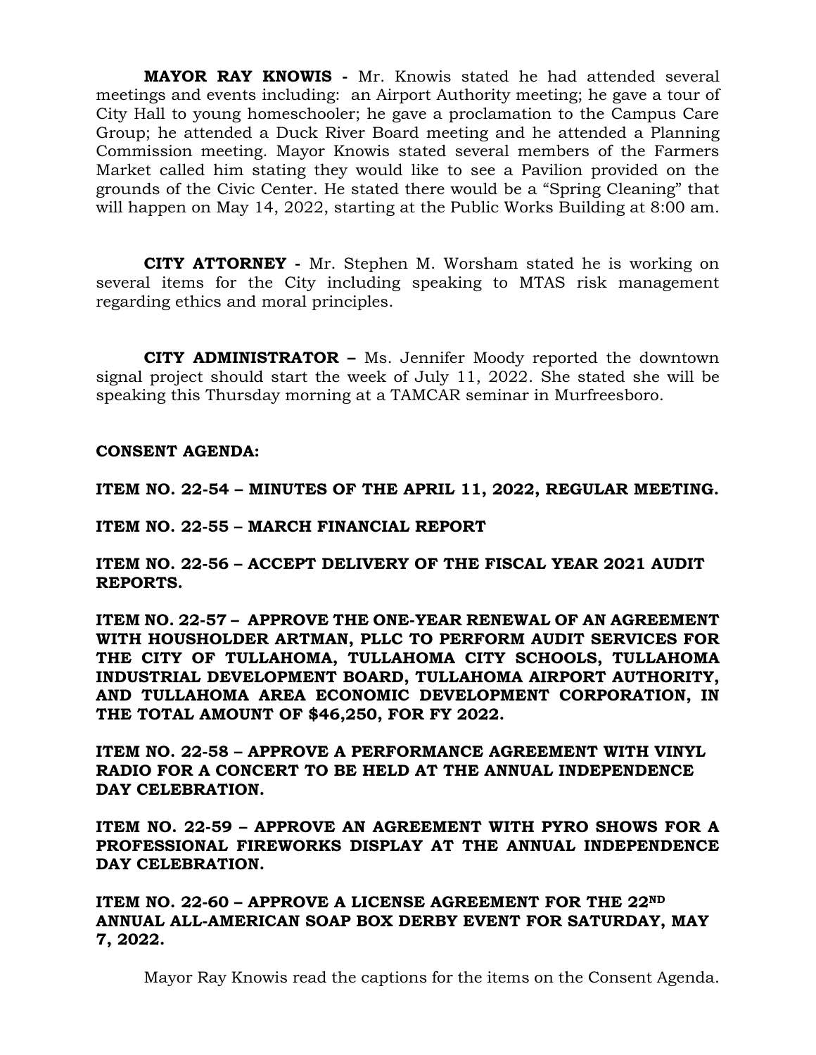**MAYOR RAY KNOWIS -** Mr. Knowis stated he had attended several meetings and events including: an Airport Authority meeting; he gave a tour of City Hall to young homeschooler; he gave a proclamation to the Campus Care Group; he attended a Duck River Board meeting and he attended a Planning Commission meeting. Mayor Knowis stated several members of the Farmers Market called him stating they would like to see a Pavilion provided on the grounds of the Civic Center. He stated there would be a "Spring Cleaning" that will happen on May 14, 2022, starting at the Public Works Building at 8:00 am.

**CITY ATTORNEY -** Mr. Stephen M. Worsham stated he is working on several items for the City including speaking to MTAS risk management regarding ethics and moral principles.

**CITY ADMINISTRATOR –** Ms. Jennifer Moody reported the downtown signal project should start the week of July 11, 2022. She stated she will be speaking this Thursday morning at a TAMCAR seminar in Murfreesboro.

**CONSENT AGENDA:**

**ITEM NO. 22-54 – MINUTES OF THE APRIL 11, 2022, REGULAR MEETING.**

**ITEM NO. 22-55 – MARCH FINANCIAL REPORT**

**ITEM NO. 22-56 – ACCEPT DELIVERY OF THE FISCAL YEAR 2021 AUDIT REPORTS.**

**ITEM NO. 22-57 – APPROVE THE ONE-YEAR RENEWAL OF AN AGREEMENT WITH HOUSHOLDER ARTMAN, PLLC TO PERFORM AUDIT SERVICES FOR THE CITY OF TULLAHOMA, TULLAHOMA CITY SCHOOLS, TULLAHOMA INDUSTRIAL DEVELOPMENT BOARD, TULLAHOMA AIRPORT AUTHORITY, AND TULLAHOMA AREA ECONOMIC DEVELOPMENT CORPORATION, IN THE TOTAL AMOUNT OF $46,250, FOR FY 2022.**

**ITEM NO. 22-58 – APPROVE A PERFORMANCE AGREEMENT WITH VINYL RADIO FOR A CONCERT TO BE HELD AT THE ANNUAL INDEPENDENCE DAY CELEBRATION.**

**ITEM NO. 22-59 – APPROVE AN AGREEMENT WITH PYRO SHOWS FOR A PROFESSIONAL FIREWORKS DISPLAY AT THE ANNUAL INDEPENDENCE DAY CELEBRATION.**

**ITEM NO. 22-60 – APPROVE A LICENSE AGREEMENT FOR THE 22ND ANNUAL ALL-AMERICAN SOAP BOX DERBY EVENT FOR SATURDAY, MAY 7, 2022.**

Mayor Ray Knowis read the captions for the items on the Consent Agenda.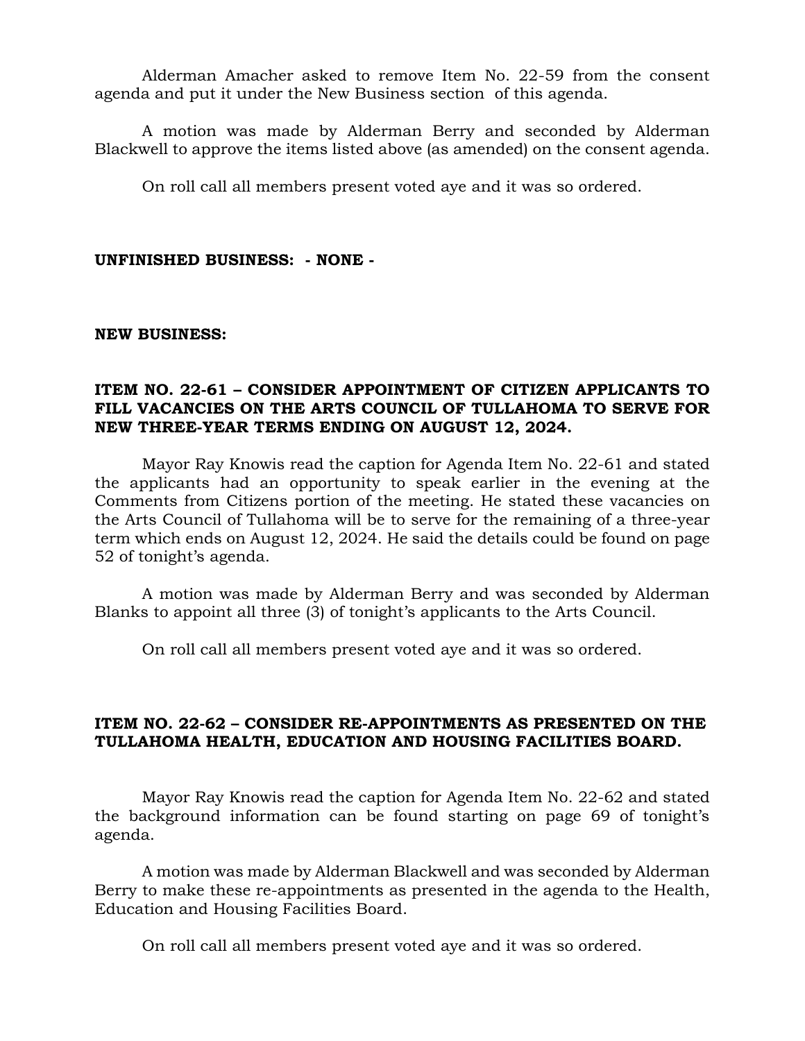Alderman Amacher asked to remove Item No. 22-59 from the consent agenda and put it under the New Business section of this agenda.

A motion was made by Alderman Berry and seconded by Alderman Blackwell to approve the items listed above (as amended) on the consent agenda.

On roll call all members present voted aye and it was so ordered.

**UNFINISHED BUSINESS: - NONE -**

**NEW BUSINESS:**

**ITEM NO. 22-61 – CONSIDER APPOINTMENT OF CITIZEN APPLICANTS TO FILL VACANCIES ON THE ARTS COUNCIL OF TULLAHOMA TO SERVE FOR NEW THREE-YEAR TERMS ENDING ON AUGUST 12, 2024.**

Mayor Ray Knowis read the caption for Agenda Item No. 22-61 and stated the applicants had an opportunity to speak earlier in the evening at the Comments from Citizens portion of the meeting. He stated these vacancies on the Arts Council of Tullahoma will be to serve for the remaining of a three-year term which ends on August 12, 2024. He said the details could be found on page 52 of tonight's agenda.

A motion was made by Alderman Berry and was seconded by Alderman Blanks to appoint all three (3) of tonight's applicants to the Arts Council.

On roll call all members present voted aye and it was so ordered.

**ITEM NO. 22-62 – CONSIDER RE-APPOINTMENTS AS PRESENTED ON THE TULLAHOMA HEALTH, EDUCATION AND HOUSING FACILITIES BOARD.**

Mayor Ray Knowis read the caption for Agenda Item No. 22-62 and stated the background information can be found starting on page 69 of tonight's agenda.

A motion was made by Alderman Blackwell and was seconded by Alderman Berry to make these re-appointments as presented in the agenda to the Health, Education and Housing Facilities Board.

On roll call all members present voted aye and it was so ordered.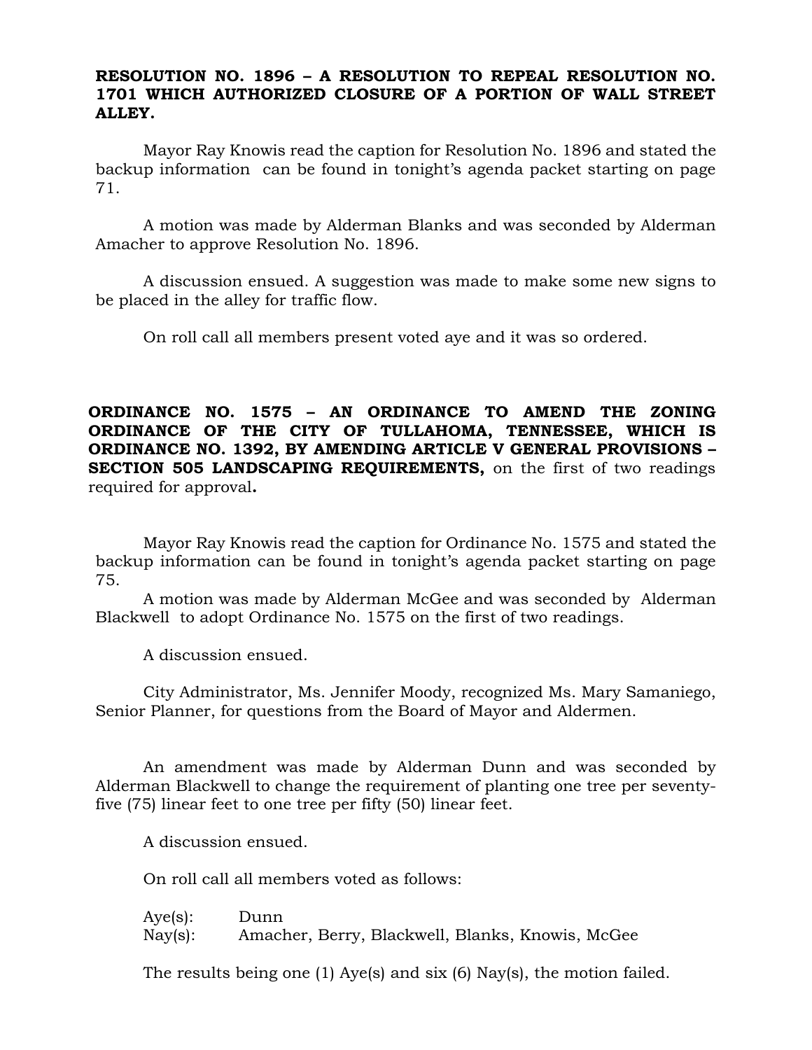**RESOLUTION NO. 1896 – A RESOLUTION TO REPEAL RESOLUTION NO. 1701 WHICH AUTHORIZED CLOSURE OF A PORTION OF WALL STREET ALLEY.**

Mayor Ray Knowis read the caption for Resolution No. 1896 and stated the backup information can be found in tonight's agenda packet starting on page 71.

A motion was made by Alderman Blanks and was seconded by Alderman Amacher to approve Resolution No. 1896.

A discussion ensued. A suggestion was made to make some new signs to be placed in the alley for traffic flow.

On roll call all members present voted aye and it was so ordered.

**ORDINANCE NO. 1575 – AN ORDINANCE TO AMEND THE ZONING ORDINANCE OF THE CITY OF TULLAHOMA, TENNESSEE, WHICH IS ORDINANCE NO. 1392, BY AMENDING ARTICLE V GENERAL PROVISIONS – SECTION 505 LANDSCAPING REQUIREMENTS,** on the first of two readings required for approval**.**

Mayor Ray Knowis read the caption for Ordinance No. 1575 and stated the backup information can be found in tonight's agenda packet starting on page 75.

A motion was made by Alderman McGee and was seconded by Alderman Blackwell to adopt Ordinance No. 1575 on the first of two readings.

A discussion ensued.

City Administrator, Ms. Jennifer Moody, recognized Ms. Mary Samaniego, Senior Planner, for questions from the Board of Mayor and Aldermen.

An amendment was made by Alderman Dunn and was seconded by Alderman Blackwell to change the requirement of planting one tree per seventy-five (75) linear feet to one tree per fifty (50) linear feet.

A discussion ensued.

On roll call all members voted as follows:

Aye(s): Dunn
Nay(s): Amacher, Berry, Blackwell, Blanks, Knowis, McGee

The results being one (1) Aye(s) and six (6) Nay(s), the motion failed.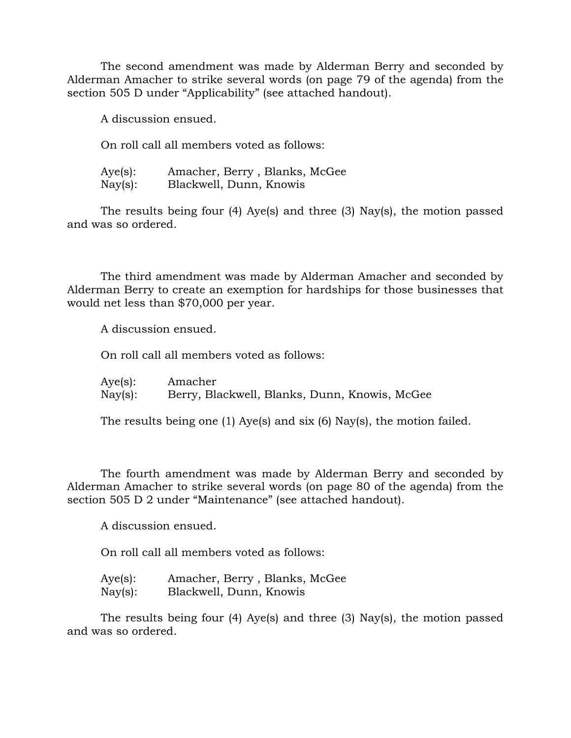The second amendment was made by Alderman Berry and seconded by Alderman Amacher to strike several words (on page 79 of the agenda) from the section 505 D under "Applicability" (see attached handout).

A discussion ensued.

On roll call all members voted as follows:

Aye(s): Amacher, Berry , Blanks, McGee
Nay(s): Blackwell, Dunn, Knowis

The results being four (4) Aye(s) and three (3) Nay(s), the motion passed and was so ordered.

The third amendment was made by Alderman Amacher and seconded by Alderman Berry to create an exemption for hardships for those businesses that would net less than $70,000 per year.

A discussion ensued.

On roll call all members voted as follows:

Aye(s): Amacher
Nay(s): Berry, Blackwell, Blanks, Dunn, Knowis, McGee

The results being one (1) Aye(s) and six (6) Nay(s), the motion failed.

The fourth amendment was made by Alderman Berry and seconded by Alderman Amacher to strike several words (on page 80 of the agenda) from the section 505 D 2 under "Maintenance" (see attached handout).

A discussion ensued.

On roll call all members voted as follows:

Aye(s): Amacher, Berry , Blanks, McGee
Nay(s): Blackwell, Dunn, Knowis

The results being four (4) Aye(s) and three (3) Nay(s), the motion passed and was so ordered.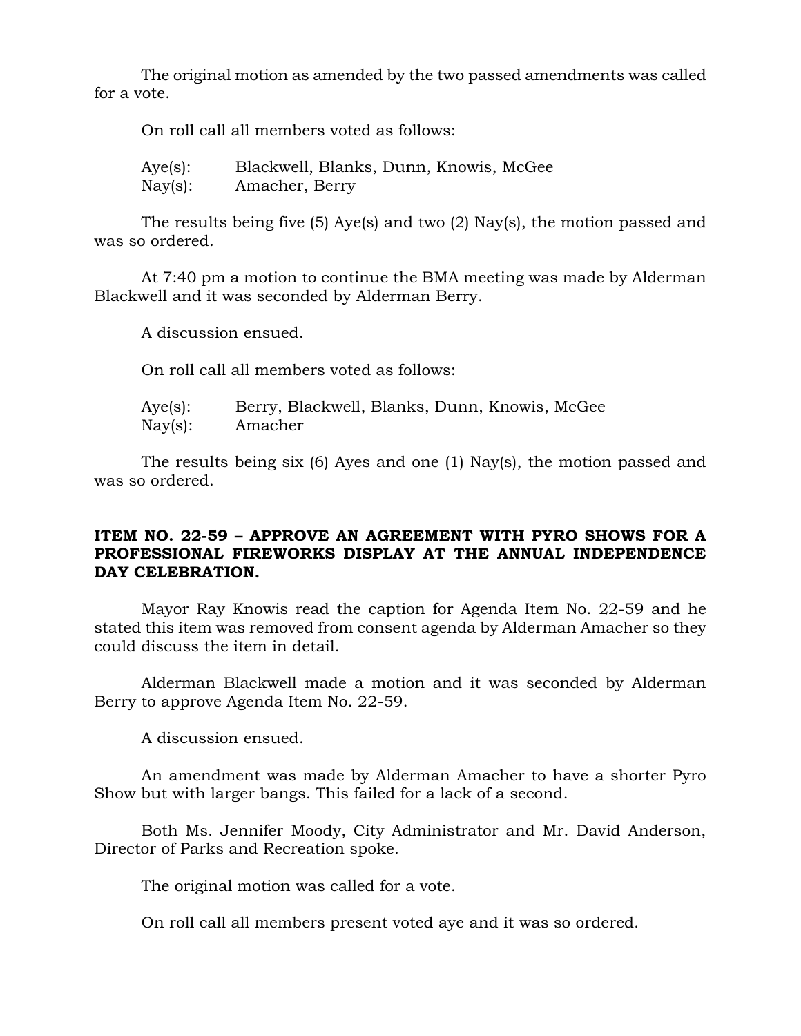The original motion as amended by the two passed amendments was called for a vote.

On roll call all members voted as follows:

Aye(s): Blackwell, Blanks, Dunn, Knowis, McGee
Nay(s): Amacher, Berry

The results being five (5) Aye(s) and two (2) Nay(s), the motion passed and was so ordered.

At 7:40 pm a motion to continue the BMA meeting was made by Alderman Blackwell and it was seconded by Alderman Berry.

A discussion ensued.

On roll call all members voted as follows:

Aye(s): Berry, Blackwell, Blanks, Dunn, Knowis, McGee
Nay(s): Amacher

The results being six (6) Ayes and one (1) Nay(s), the motion passed and was so ordered.

**ITEM NO. 22-59 – APPROVE AN AGREEMENT WITH PYRO SHOWS FOR A PROFESSIONAL FIREWORKS DISPLAY AT THE ANNUAL INDEPENDENCE DAY CELEBRATION.**

Mayor Ray Knowis read the caption for Agenda Item No. 22-59 and he stated this item was removed from consent agenda by Alderman Amacher so they could discuss the item in detail.

Alderman Blackwell made a motion and it was seconded by Alderman Berry to approve Agenda Item No. 22-59.

A discussion ensued.

An amendment was made by Alderman Amacher to have a shorter Pyro Show but with larger bangs. This failed for a lack of a second.

Both Ms. Jennifer Moody, City Administrator and Mr. David Anderson, Director of Parks and Recreation spoke.

The original motion was called for a vote.

On roll call all members present voted aye and it was so ordered.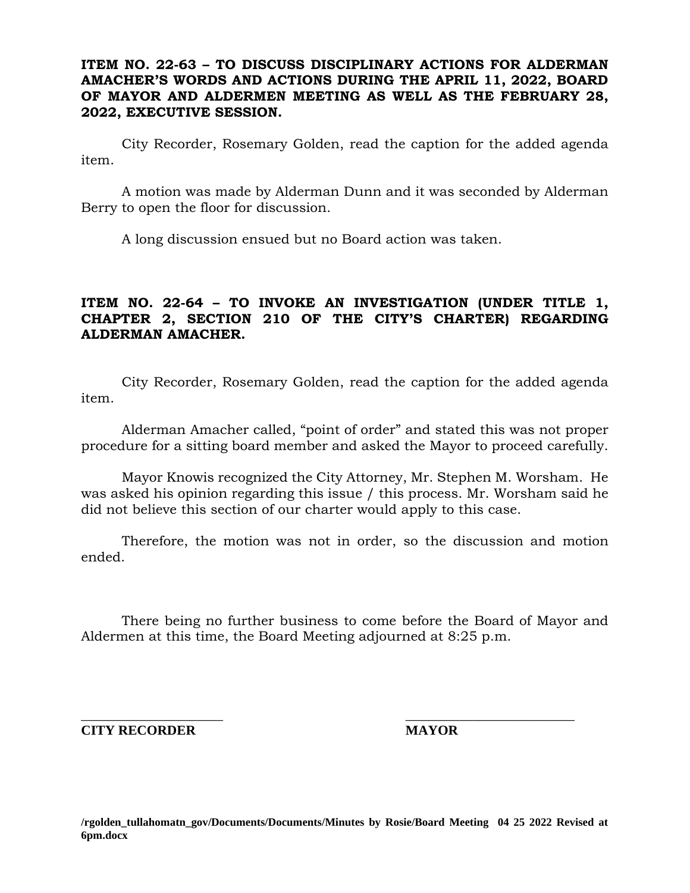**ITEM NO. 22-63 – TO DISCUSS DISCIPLINARY ACTIONS FOR ALDERMAN AMACHER'S WORDS AND ACTIONS DURING THE APRIL 11, 2022, BOARD OF MAYOR AND ALDERMEN MEETING AS WELL AS THE FEBRUARY 28, 2022, EXECUTIVE SESSION.**

City Recorder, Rosemary Golden, read the caption for the added agenda item.

A motion was made by Alderman Dunn and it was seconded by Alderman Berry to open the floor for discussion.

A long discussion ensued but no Board action was taken.

**ITEM NO. 22-64 – TO INVOKE AN INVESTIGATION (UNDER TITLE 1, CHAPTER 2, SECTION 210 OF THE CITY'S CHARTER) REGARDING ALDERMAN AMACHER.**

City Recorder, Rosemary Golden, read the caption for the added agenda item.

Alderman Amacher called, "point of order" and stated this was not proper procedure for a sitting board member and asked the Mayor to proceed carefully.

Mayor Knowis recognized the City Attorney, Mr. Stephen M. Worsham. He was asked his opinion regarding this issue / this process. Mr. Worsham said he did not believe this section of our charter would apply to this case.

Therefore, the motion was not in order, so the discussion and motion ended.

There being no further business to come before the Board of Mayor and Aldermen at this time, the Board Meeting adjourned at 8:25 p.m.

______________________ ______________________

**CITY RECORDER** **MAYOR**

**/rgolden_tullahomatn_gov/Documents/Documents/Minutes by Rosie/Board Meeting 04 25 2022 Revised at 6pm.docx**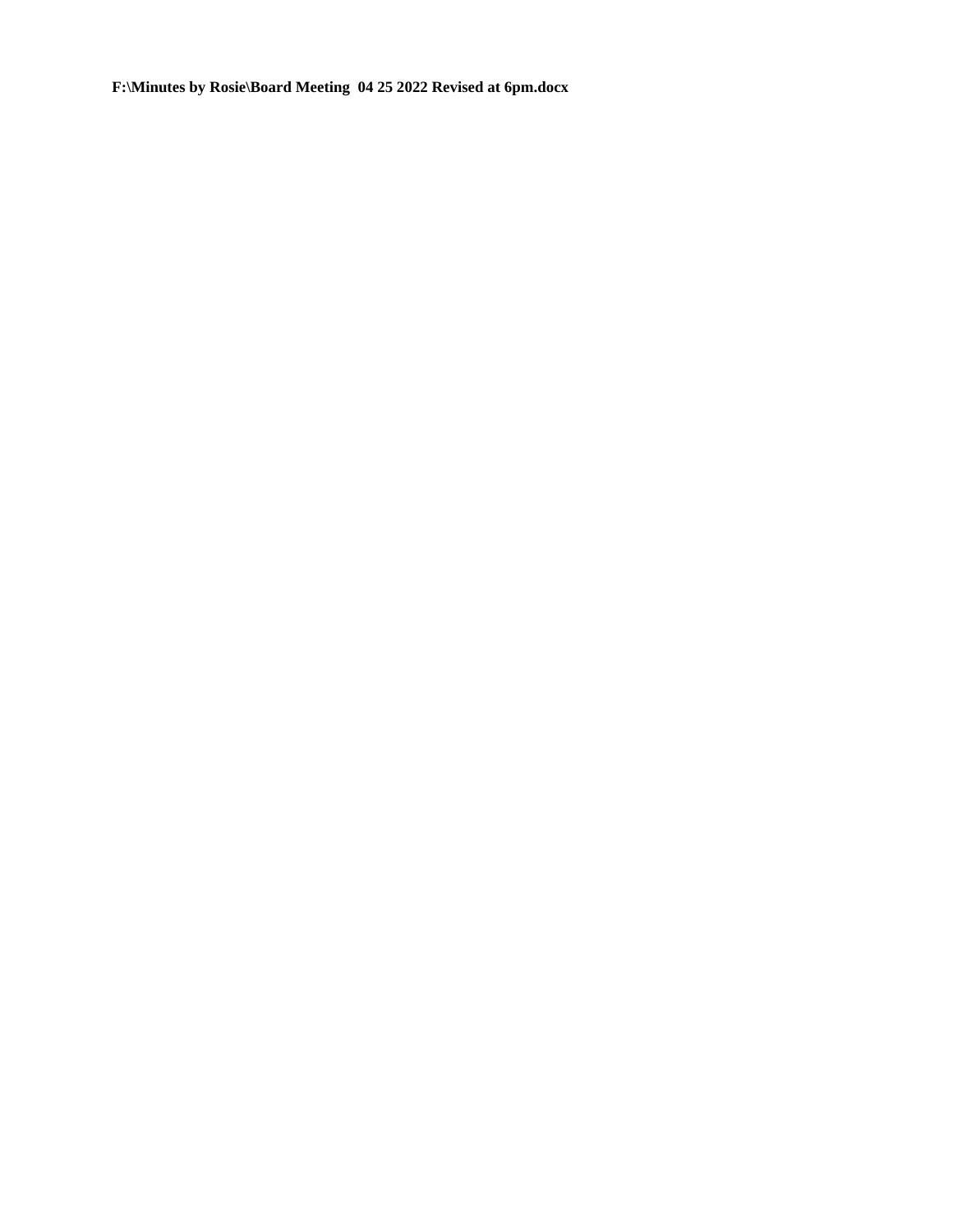**F:\Minutes by Rosie\Board Meeting  04 25 2022 Revised at 6pm.docx**